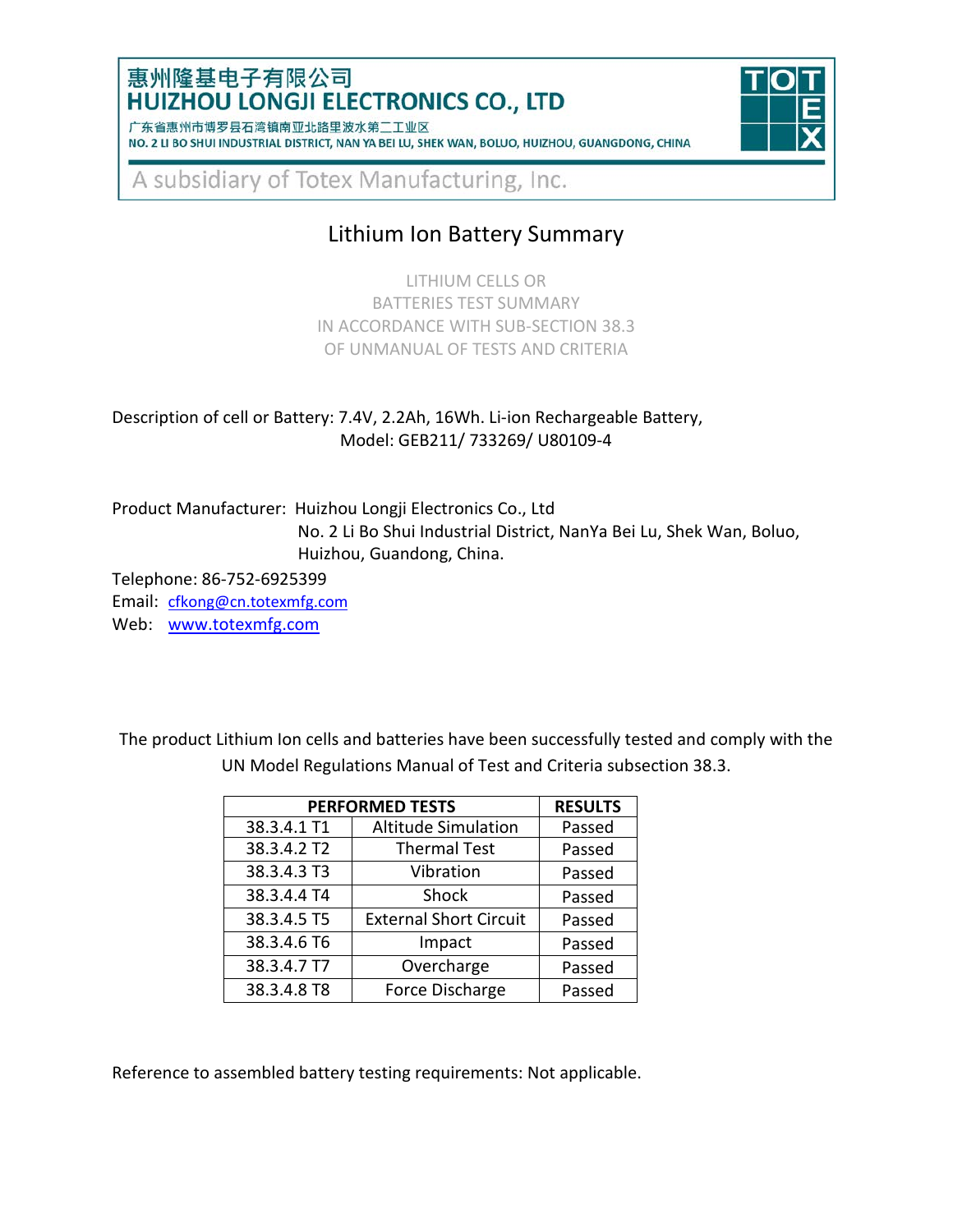惠州隆基电子有限公司
**HUIZHOU LONGJI ELECTRONICS CO., LTD**

广东省惠州市博罗县石湾镇南亚北路里波水第二工业区
NO. 2 LI BO SHUI INDUSTRIAL DISTRICT, NAN YA BEI LU, SHEK WAN, BOLUO, HUIZHOU, GUANGDONG, CHINA

TOTEX

A subsidiary of Totex Manufacturing, Inc.

# Lithium Ion Battery Summary

LITHIUM CELLS OR
BATTERIES TEST SUMMARY
IN ACCORDANCE WITH SUB-SECTION 38.3
OF UNMANUAL OF TESTS AND CRITERIA

Description of cell or Battery: 7.4V, 2.2Ah, 16Wh. Li-ion Rechargeable Battery,
Model: GEB211/ 733269/ U80109-4

Product Manufacturer: Huizhou Longji Electronics Co., Ltd
No. 2 Li Bo Shui Industrial District, NanYa Bei Lu, Shek Wan, Boluo, Huizhou, Guandong, China.

Telephone: 86-752-6925399
Email: cfkong@cn.totexmfg.com
Web: www.totexmfg.com

The product Lithium Ion cells and batteries have been successfully tested and comply with the UN Model Regulations Manual of Test and Criteria subsection 38.3.

| PERFORMED TESTS | | RESULTS |
|---|---|---|
| 38.3.4.1 T1 | Altitude Simulation | Passed |
| 38.3.4.2 T2 | Thermal Test | Passed |
| 38.3.4.3 T3 | Vibration | Passed |
| 38.3.4.4 T4 | Shock | Passed |
| 38.3.4.5 T5 | External Short Circuit | Passed |
| 38.3.4.6 T6 | Impact | Passed |
| 38.3.4.7 T7 | Overcharge | Passed |
| 38.3.4.8 T8 | Force Discharge | Passed |

Reference to assembled battery testing requirements: Not applicable.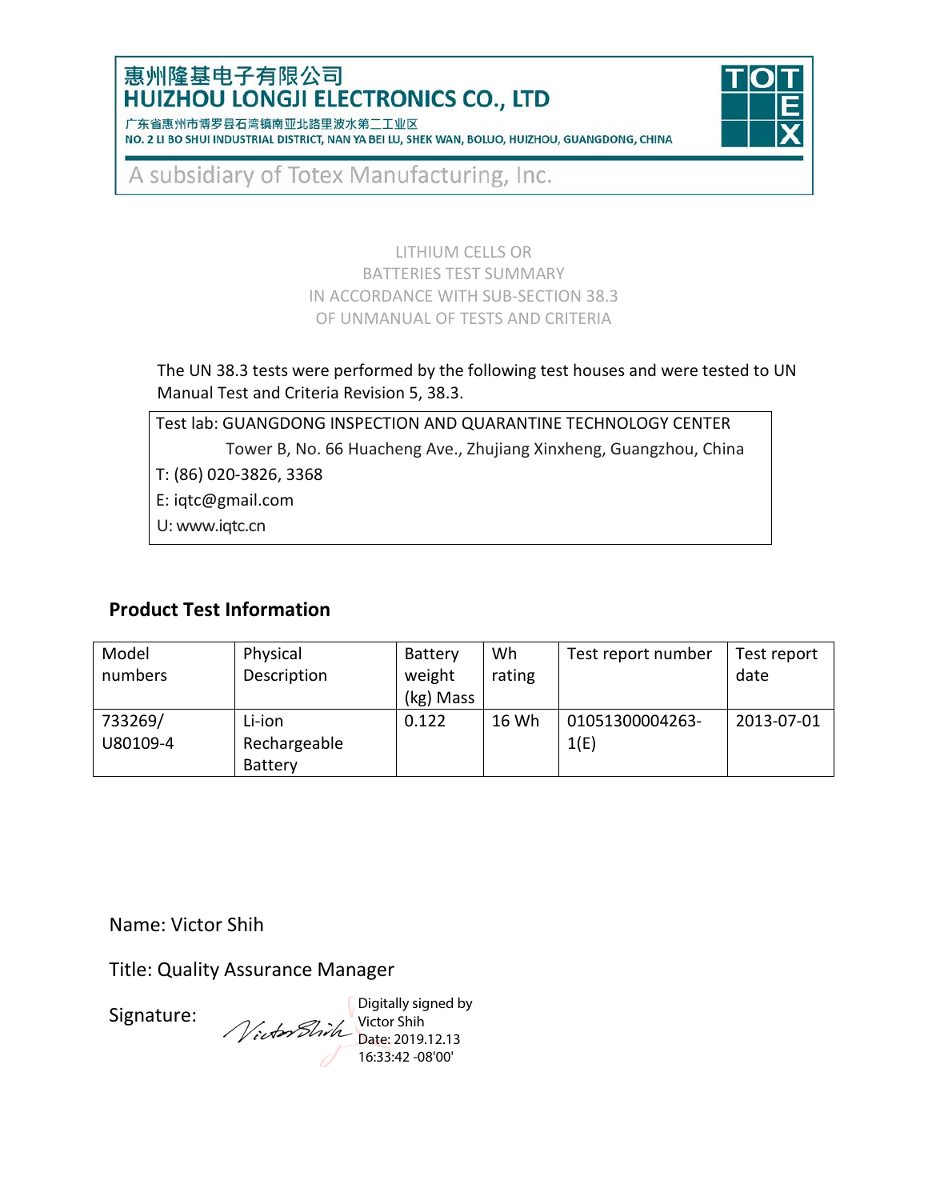惠州隆基电子有限公司
**HUIZHOU LONGJI ELECTRONICS CO., LTD**

广东省惠州市博罗县石湾镇南亚北路里波水第二工业区
NO. 2 LI BO SHUI INDUSTRIAL DISTRICT, NAN YA BEI LU, SHEK WAN, BOLUO, HUIZHOU, GUANGDONG, CHINA

A subsidiary of Totex Manufacturing, Inc.

LITHIUM CELLS OR
BATTERIES TEST SUMMARY
IN ACCORDANCE WITH SUB-SECTION 38.3
OF UNMANUAL OF TESTS AND CRITERIA

The UN 38.3 tests were performed by the following test houses and were tested to UN Manual Test and Criteria Revision 5, 38.3.

Test lab: GUANGDONG INSPECTION AND QUARANTINE TECHNOLOGY CENTER
Tower B, No. 66 Huacheng Ave., Zhujiang Xinxheng, Guangzhou, China
T: (86) 020-3826, 3368
E: iqtc@gmail.com
U: www.iqtc.cn

## Product Test Information

| Model numbers | Physical Description | Battery weight (kg) Mass | Wh rating | Test report number | Test report date |
|---|---|---|---|---|---|
| 733269/ U80109-4 | Li-ion Rechargeable Battery | 0.122 | 16 Wh | 01051300004263-1(E) | 2013-07-01 |

Name: Victor Shih

Title: Quality Assurance Manager

Signature: Victor Shih

Digitally signed by Victor Shih
Date: 2019.12.13 16:33:42 -08'00'